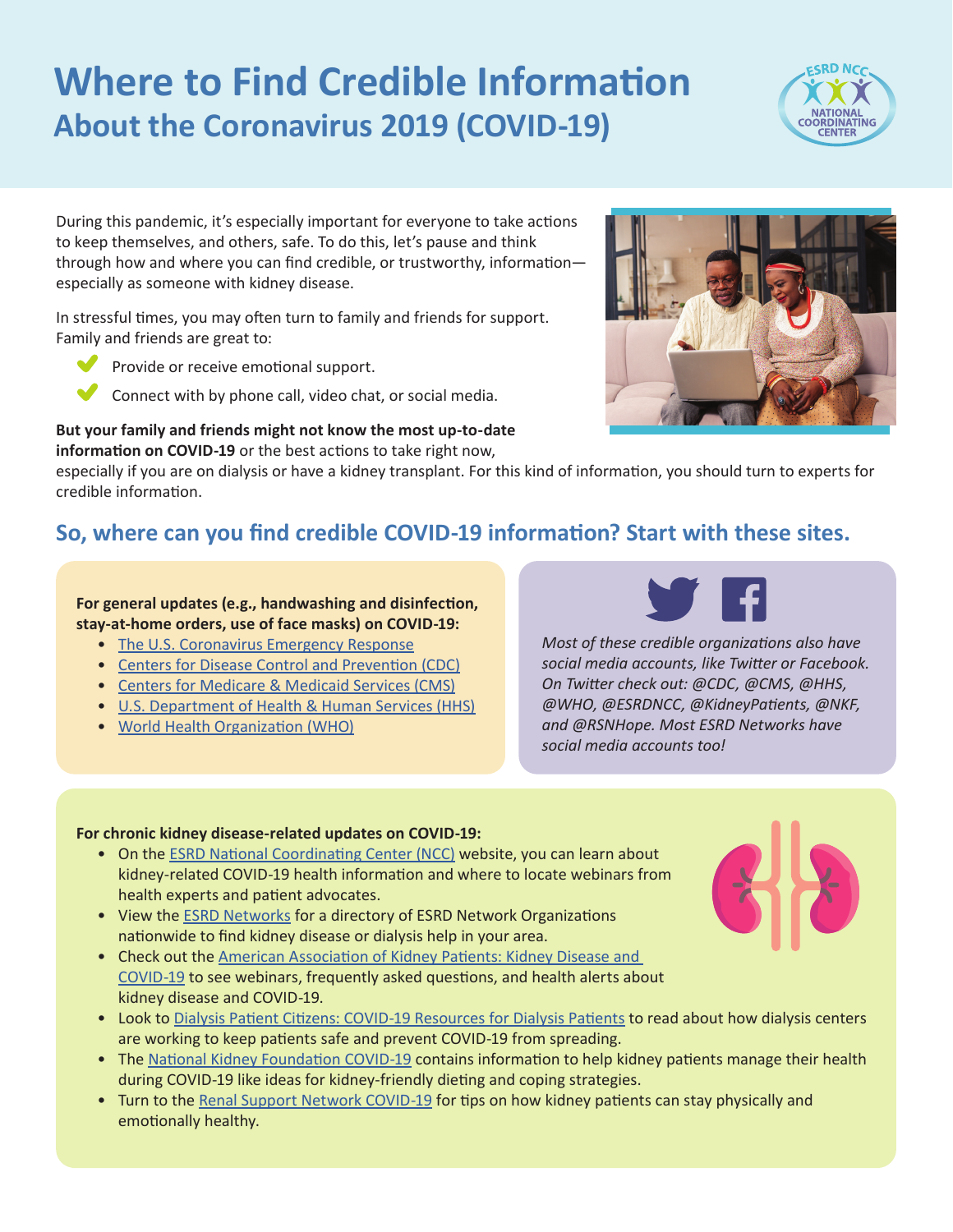# Where to Find Credible Information

## About the Coronavirus 2019 (COVID-19)

During this pandemic, it's especially important for everyone to take actions to keep themselves, and others, safe. To do this, let's pause and think through how and where you can find credible, or trustworthy, information—especially as someone with kidney disease.

In stressful times, you may often turn to family and friends for support. Family and friends are great to:

- Provide or receive emotional support.
- Connect with by phone call, video chat, or social media.

**But your family and friends might not know the most up-to-date information on COVID-19** or the best actions to take right now, especially if you are on dialysis or have a kidney transplant. For this kind of information, you should turn to experts for credible information.

## So, where can you find credible COVID-19 information? Start with these sites.

**For general updates (e.g., handwashing and disinfection, stay-at-home orders, use of face masks) on COVID-19:**

- The U.S. Coronavirus Emergency Response
- Centers for Disease Control and Prevention (CDC)
- Centers for Medicare & Medicaid Services (CMS)
- U.S. Department of Health & Human Services (HHS)
- World Health Organization (WHO)

*Most of these credible organizations also have social media accounts, like Twitter or Facebook. On Twitter check out: @CDC, @CMS, @HHS, @WHO, @ESRDNCC, @KidneyPatients, @NKF, and @RSNHope. Most ESRD Networks have social media accounts too!*

**For chronic kidney disease-related updates on COVID-19:**

- On the ESRD National Coordinating Center (NCC) website, you can learn about kidney-related COVID-19 health information and where to locate webinars from health experts and patient advocates.
- View the ESRD Networks for a directory of ESRD Network Organizations nationwide to find kidney disease or dialysis help in your area.
- Check out the American Association of Kidney Patients: Kidney Disease and COVID-19 to see webinars, frequently asked questions, and health alerts about kidney disease and COVID-19.
- Look to Dialysis Patient Citizens: COVID-19 Resources for Dialysis Patients to read about how dialysis centers are working to keep patients safe and prevent COVID-19 from spreading.
- The National Kidney Foundation COVID-19 contains information to help kidney patients manage their health during COVID-19 like ideas for kidney-friendly dieting and coping strategies.
- Turn to the Renal Support Network COVID-19 for tips on how kidney patients can stay physically and emotionally healthy.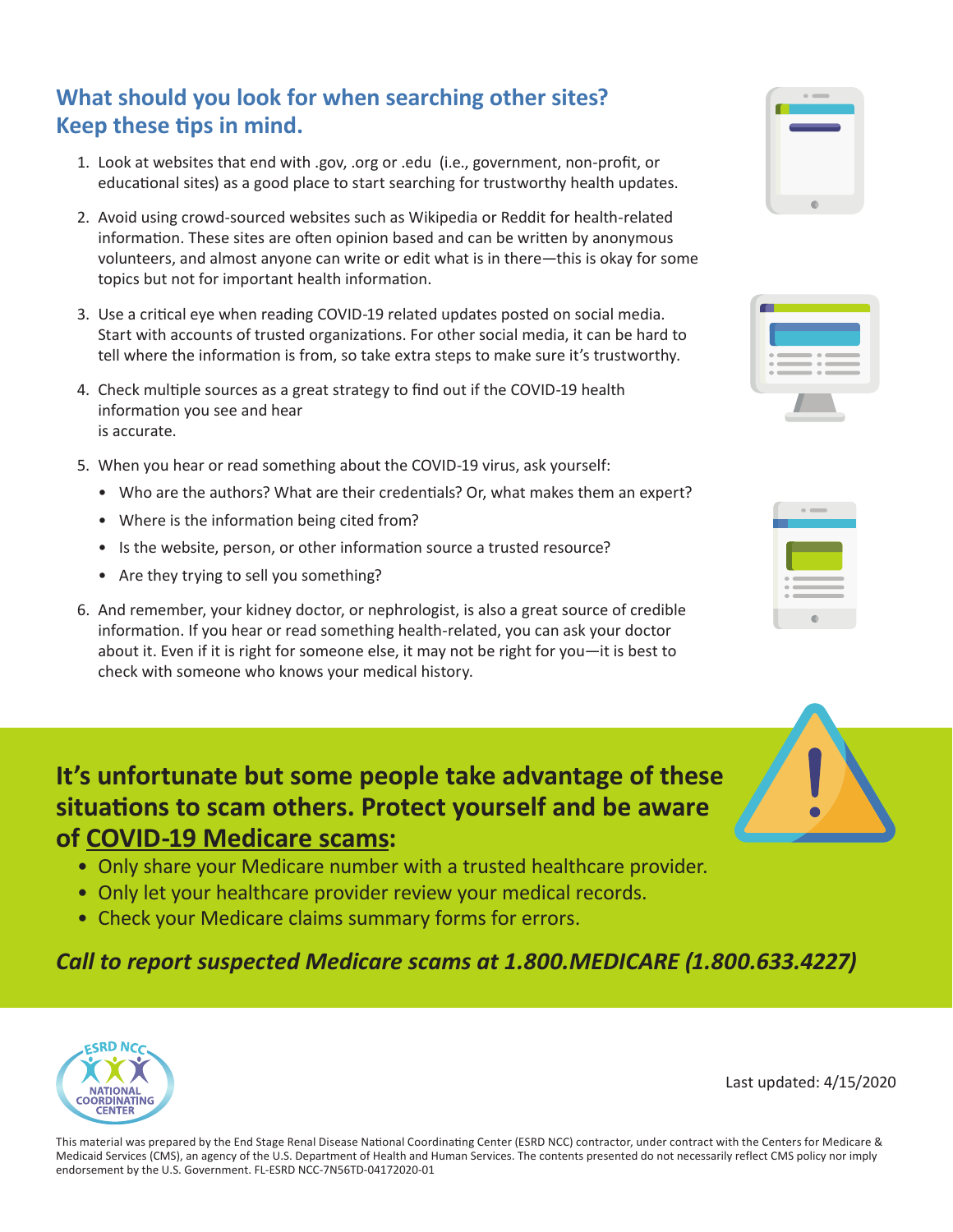## What should you look for when searching other sites? Keep these tips in mind.

1. Look at websites that end with .gov, .org or .edu (i.e., government, non-profit, or educational sites) as a good place to start searching for trustworthy health updates.
2. Avoid using crowd-sourced websites such as Wikipedia or Reddit for health-related information. These sites are often opinion based and can be written by anonymous volunteers, and almost anyone can write or edit what is in there—this is okay for some topics but not for important health information.
3. Use a critical eye when reading COVID-19 related updates posted on social media. Start with accounts of trusted organizations. For other social media, it can be hard to tell where the information is from, so take extra steps to make sure it's trustworthy.
4. Check multiple sources as a great strategy to find out if the COVID-19 health information you see and hear is accurate.
5. When you hear or read something about the COVID-19 virus, ask yourself:
   - Who are the authors? What are their credentials? Or, what makes them an expert?
   - Where is the information being cited from?
   - Is the website, person, or other information source a trusted resource?
   - Are they trying to sell you something?
6. And remember, your kidney doctor, or nephrologist, is also a great source of credible information. If you hear or read something health-related, you can ask your doctor about it. Even if it is right for someone else, it may not be right for you—it is best to check with someone who knows your medical history.

## It's unfortunate but some people take advantage of these situations to scam others. Protect yourself and be aware of COVID-19 Medicare scams:

- Only share your Medicare number with a trusted healthcare provider.
- Only let your healthcare provider review your medical records.
- Check your Medicare claims summary forms for errors.

***Call to report suspected Medicare scams at 1.800.MEDICARE (1.800.633.4227)***

ESRD NCC NATIONAL COORDINATING CENTER

Last updated: 4/15/2020

This material was prepared by the End Stage Renal Disease National Coordinating Center (ESRD NCC) contractor, under contract with the Centers for Medicare & Medicaid Services (CMS), an agency of the U.S. Department of Health and Human Services. The contents presented do not necessarily reflect CMS policy nor imply endorsement by the U.S. Government. FL-ESRD NCC-7N56TD-04172020-01